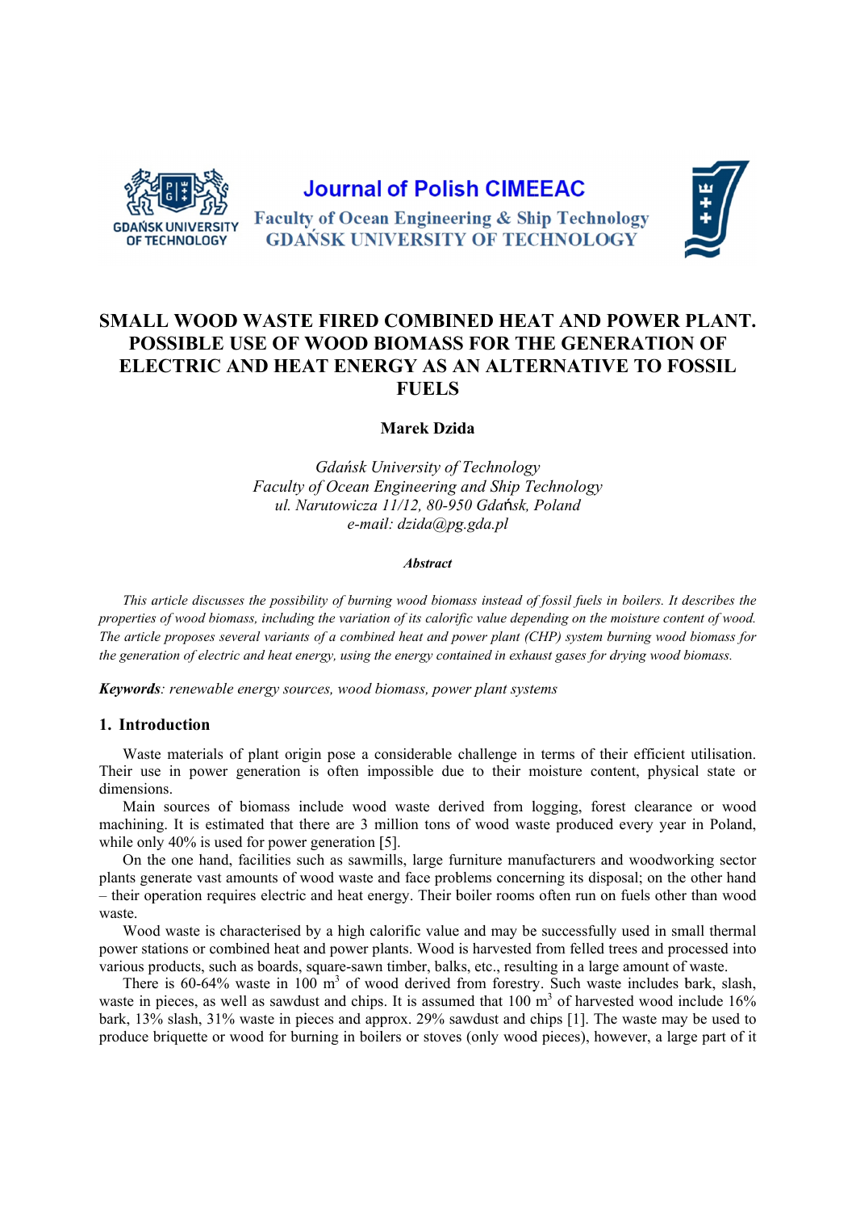# SMALL WOOD WASTE FIRED COMBINED HEAT AND POWER PLANT. POSSIBLE USE OF WOOD BIOMASS FOR THE GENERATION OF ELECTRIC AND HEAT ENERGY AS AN ALTERNATIVE TO FOSSIL FUELS

**Marek Dzida**

*Gdańsk University of Technology*
*Faculty of Ocean Engineering and Ship Technology*
*ul. Narutowicza 11/12, 80-950 Gdańsk, Poland*
*e-mail: dzida@pg.gda.pl*

***Abstract***

*This article discusses the possibility of burning wood biomass instead of fossil fuels in boilers. It describes the properties of wood biomass, including the variation of its calorific value depending on the moisture content of wood. The article proposes several variants of a combined heat and power plant (CHP) system burning wood biomass for the generation of electric and heat energy, using the energy contained in exhaust gases for drying wood biomass.*

***Keywords****: renewable energy sources, wood biomass, power plant systems*

## 1. Introduction

Waste materials of plant origin pose a considerable challenge in terms of their efficient utilisation. Their use in power generation is often impossible due to their moisture content, physical state or dimensions.

Main sources of biomass include wood waste derived from logging, forest clearance or wood machining. It is estimated that there are 3 million tons of wood waste produced every year in Poland, while only 40% is used for power generation [5].

On the one hand, facilities such as sawmills, large furniture manufacturers and woodworking sector plants generate vast amounts of wood waste and face problems concerning its disposal; on the other hand – their operation requires electric and heat energy. Their boiler rooms often run on fuels other than wood waste.

Wood waste is characterised by a high calorific value and may be successfully used in small thermal power stations or combined heat and power plants. Wood is harvested from felled trees and processed into various products, such as boards, square-sawn timber, balks, etc., resulting in a large amount of waste.

There is 60-64% waste in 100 $m^3$ of wood derived from forestry. Such waste includes bark, slash, waste in pieces, as well as sawdust and chips. It is assumed that 100 $m^3$ of harvested wood include 16% bark, 13% slash, 31% waste in pieces and approx. 29% sawdust and chips [1]. The waste may be used to produce briquette or wood for burning in boilers or stoves (only wood pieces), however, a large part of it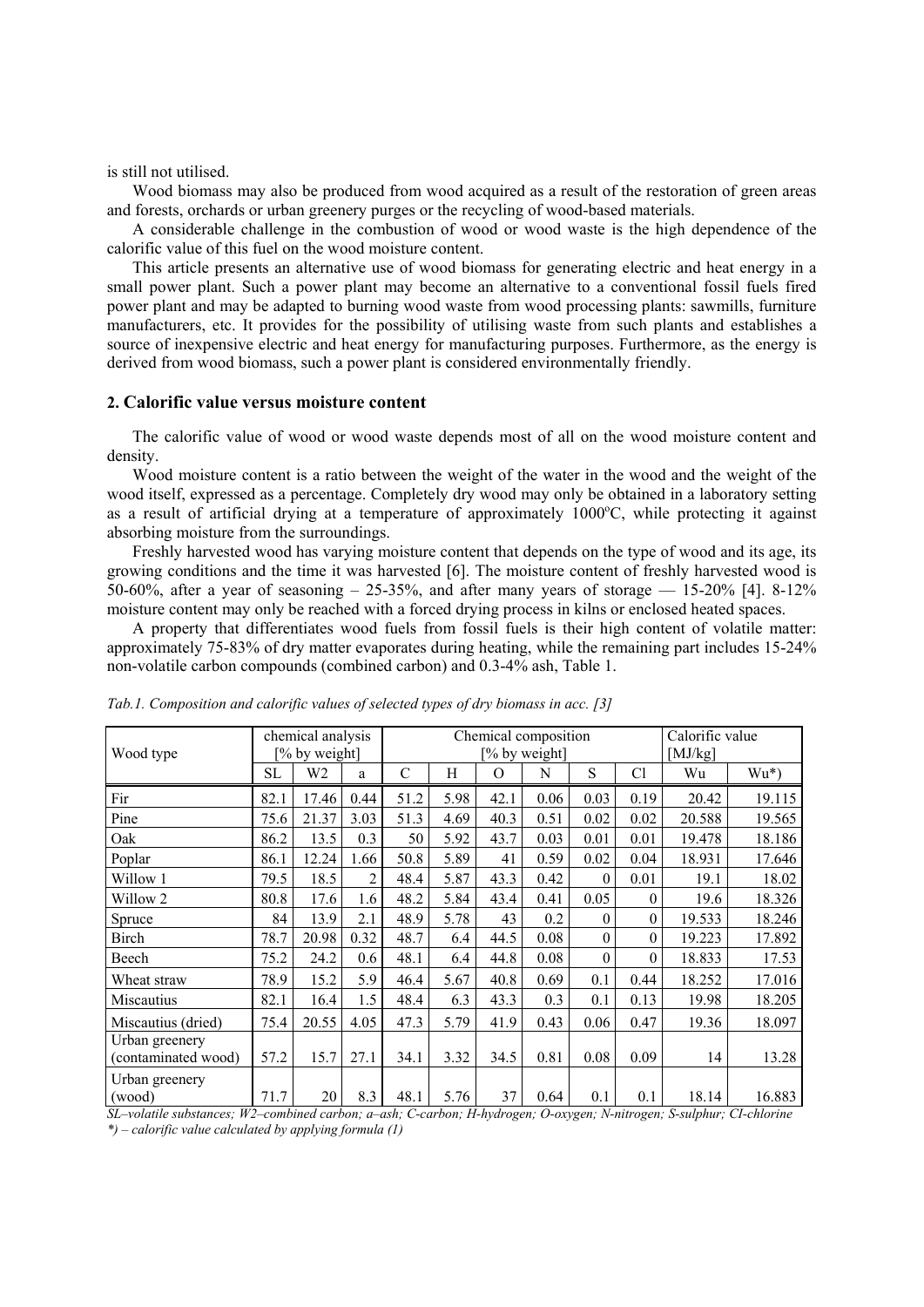is still not utilised.

Wood biomass may also be produced from wood acquired as a result of the restoration of green areas and forests, orchards or urban greenery purges or the recycling of wood-based materials.

A considerable challenge in the combustion of wood or wood waste is the high dependence of the calorific value of this fuel on the wood moisture content.

This article presents an alternative use of wood biomass for generating electric and heat energy in a small power plant. Such a power plant may become an alternative to a conventional fossil fuels fired power plant and may be adapted to burning wood waste from wood processing plants: sawmills, furniture manufacturers, etc. It provides for the possibility of utilising waste from such plants and establishes a source of inexpensive electric and heat energy for manufacturing purposes. Furthermore, as the energy is derived from wood biomass, such a power plant is considered environmentally friendly.

## 2. Calorific value versus moisture content

The calorific value of wood or wood waste depends most of all on the wood moisture content and density.

Wood moisture content is a ratio between the weight of the water in the wood and the weight of the wood itself, expressed as a percentage. Completely dry wood may only be obtained in a laboratory setting as a result of artificial drying at a temperature of approximately 1000°C, while protecting it against absorbing moisture from the surroundings.

Freshly harvested wood has varying moisture content that depends on the type of wood and its age, its growing conditions and the time it was harvested [6]. The moisture content of freshly harvested wood is 50-60%, after a year of seasoning – 25-35%, and after many years of storage — 15-20% [4]. 8-12% moisture content may only be reached with a forced drying process in kilns or enclosed heated spaces.

A property that differentiates wood fuels from fossil fuels is their high content of volatile matter: approximately 75-83% of dry matter evaporates during heating, while the remaining part includes 15-24% non-volatile carbon compounds (combined carbon) and 0.3-4% ash, Table 1.

*Tab.1. Composition and calorific values of selected types of dry biomass in acc. [3]*

| Wood type | chemical analysis [% by weight] | | | Chemical composition [% by weight] | | | | | | Calorific value [MJ/kg] | |
|---|---|---|---|---|---|---|---|---|---|---|---|
| | SL | W2 | a | C | H | O | N | S | Cl | Wu | Wu*) |
| Fir | 82.1 | 17.46 | 0.44 | 51.2 | 5.98 | 42.1 | 0.06 | 0.03 | 0.19 | 20.42 | 19.115 |
| Pine | 75.6 | 21.37 | 3.03 | 51.3 | 4.69 | 40.3 | 0.51 | 0.02 | 0.02 | 20.588 | 19.565 |
| Oak | 86.2 | 13.5 | 0.3 | 50 | 5.92 | 43.7 | 0.03 | 0.01 | 0.01 | 19.478 | 18.186 |
| Poplar | 86.1 | 12.24 | 1.66 | 50.8 | 5.89 | 41 | 0.59 | 0.02 | 0.04 | 18.931 | 17.646 |
| Willow 1 | 79.5 | 18.5 | 2 | 48.4 | 5.87 | 43.3 | 0.42 | 0 | 0.01 | 19.1 | 18.02 |
| Willow 2 | 80.8 | 17.6 | 1.6 | 48.2 | 5.84 | 43.4 | 0.41 | 0.05 | 0 | 19.6 | 18.326 |
| Spruce | 84 | 13.9 | 2.1 | 48.9 | 5.78 | 43 | 0.2 | 0 | 0 | 19.533 | 18.246 |
| Birch | 78.7 | 20.98 | 0.32 | 48.7 | 6.4 | 44.5 | 0.08 | 0 | 0 | 19.223 | 17.892 |
| Beech | 75.2 | 24.2 | 0.6 | 48.1 | 6.4 | 44.8 | 0.08 | 0 | 0 | 18.833 | 17.53 |
| Wheat straw | 78.9 | 15.2 | 5.9 | 46.4 | 5.67 | 40.8 | 0.69 | 0.1 | 0.44 | 18.252 | 17.016 |
| Miscautius | 82.1 | 16.4 | 1.5 | 48.4 | 6.3 | 43.3 | 0.3 | 0.1 | 0.13 | 19.98 | 18.205 |
| Miscautius (dried) | 75.4 | 20.55 | 4.05 | 47.3 | 5.79 | 41.9 | 0.43 | 0.06 | 0.47 | 19.36 | 18.097 |
| Urban greenery (contaminated wood) | 57.2 | 15.7 | 27.1 | 34.1 | 3.32 | 34.5 | 0.81 | 0.08 | 0.09 | 14 | 13.28 |
| Urban greenery (wood) | 71.7 | 20 | 8.3 | 48.1 | 5.76 | 37 | 0.64 | 0.1 | 0.1 | 18.14 | 16.883 |

*SL–volatile substances; W2–combined carbon; a–ash; C-carbon; H-hydrogen; O-oxygen; N-nitrogen; S-sulphur; CI-chlorine*
**) – calorific value calculated by applying formula (1)*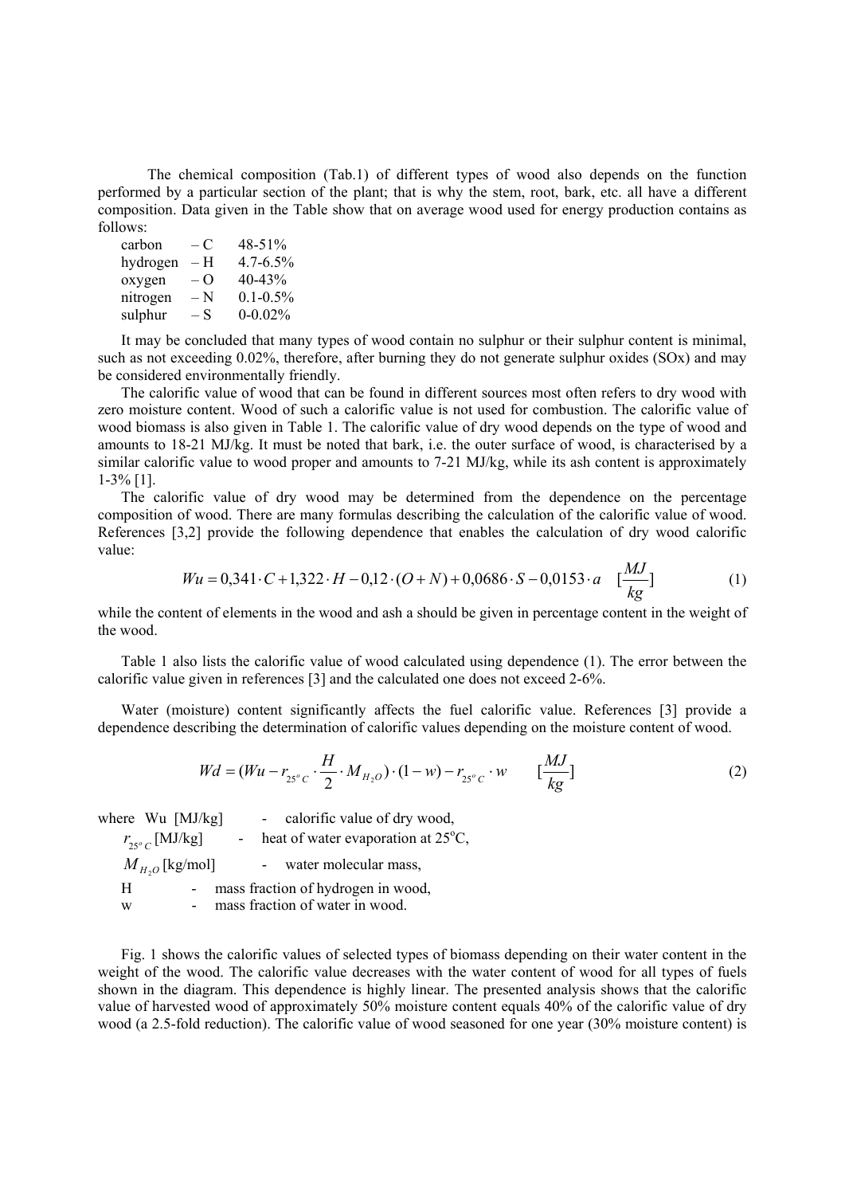The chemical composition (Tab.1) of different types of wood also depends on the function performed by a particular section of the plant; that is why the stem, root, bark, etc. all have a different composition. Data given in the Table show that on average wood used for energy production contains as follows:

| | | |
|---|---|---|
| carbon | – C | 48-51% |
| hydrogen | – H | 4.7-6.5% |
| oxygen | – O | 40-43% |
| nitrogen | – N | 0.1-0.5% |
| sulphur | – S | 0-0.02% |

It may be concluded that many types of wood contain no sulphur or their sulphur content is minimal, such as not exceeding 0.02%, therefore, after burning they do not generate sulphur oxides (SOx) and may be considered environmentally friendly.

The calorific value of wood that can be found in different sources most often refers to dry wood with zero moisture content. Wood of such a calorific value is not used for combustion. The calorific value of wood biomass is also given in Table 1. The calorific value of dry wood depends on the type of wood and amounts to 18-21 MJ/kg. It must be noted that bark, i.e. the outer surface of wood, is characterised by a similar calorific value to wood proper and amounts to 7-21 MJ/kg, while its ash content is approximately 1-3% [1].

The calorific value of dry wood may be determined from the dependence on the percentage composition of wood. There are many formulas describing the calculation of the calorific value of wood. References [3,2] provide the following dependence that enables the calculation of dry wood calorific value:

$$Wu = 0{,}341 \cdot C + 1{,}322 \cdot H - 0{,}12 \cdot (O + N) + 0{,}0686 \cdot S - 0{,}0153 \cdot a \quad [\frac{MJ}{kg}] \qquad (1)$$

while the content of elements in the wood and ash a should be given in percentage content in the weight of the wood.

Table 1 also lists the calorific value of wood calculated using dependence (1). The error between the calorific value given in references [3] and the calculated one does not exceed 2-6%.

Water (moisture) content significantly affects the fuel calorific value. References [3] provide a dependence describing the determination of calorific values depending on the moisture content of wood.

$$Wd = (Wu - r_{25^oC} \cdot \frac{H}{2} \cdot M_{H_2O}) \cdot (1 - w) - r_{25^oC} \cdot w \qquad [\frac{MJ}{kg}] \qquad (2)$$

where Wu [MJ/kg] - calorific value of dry wood,

$r_{25^oC}$ [MJ/kg] - heat of water evaporation at 25°C,

$M_{H_2O}$ [kg/mol] - water molecular mass,

H - mass fraction of hydrogen in wood,

w - mass fraction of water in wood.

Fig. 1 shows the calorific values of selected types of biomass depending on their water content in the weight of the wood. The calorific value decreases with the water content of wood for all types of fuels shown in the diagram. This dependence is highly linear. The presented analysis shows that the calorific value of harvested wood of approximately 50% moisture content equals 40% of the calorific value of dry wood (a 2.5-fold reduction). The calorific value of wood seasoned for one year (30% moisture content) is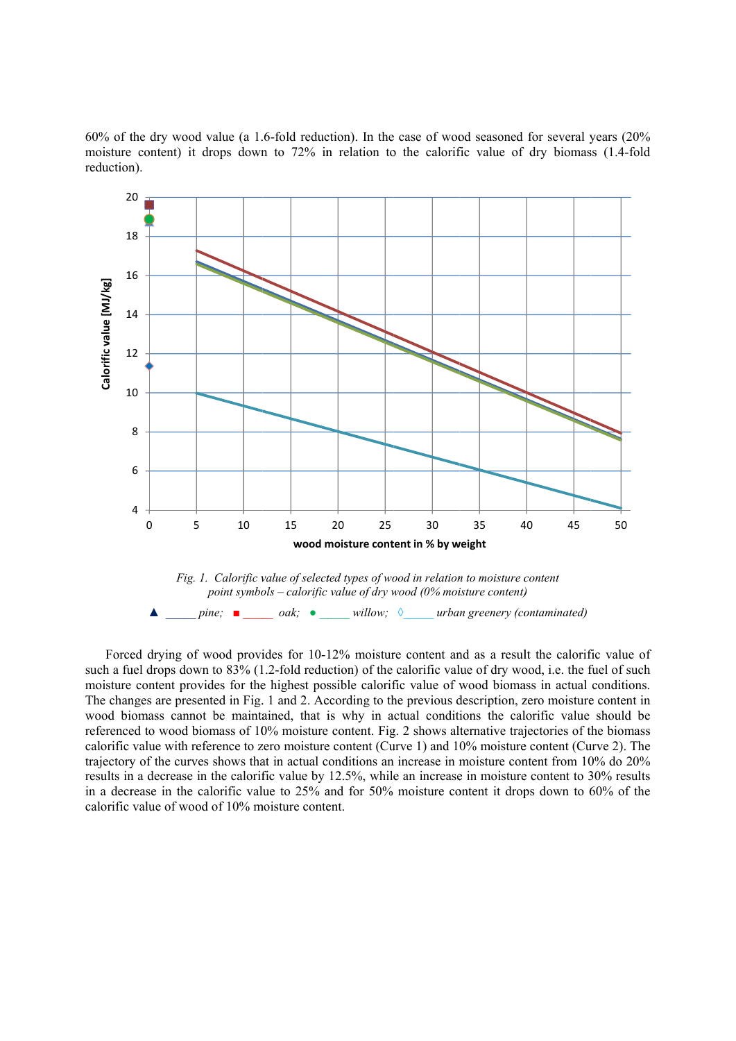60% of the dry wood value (a 1.6-fold reduction). In the case of wood seasoned for several years (20% moisture content) it drops down to 72% in relation to the calorific value of dry biomass (1.4-fold reduction).

*Fig. 1. Calorific value of selected types of wood in relation to moisture content*
*point symbols – calorific value of dry wood (0% moisture content)*

▲ _____ *pine;* ■ _____ *oak;* ● _____ *willow;* ◊ _____ *urban greenery (contaminated)*

Forced drying of wood provides for 10-12% moisture content and as a result the calorific value of such a fuel drops down to 83% (1.2-fold reduction) of the calorific value of dry wood, i.e. the fuel of such moisture content provides for the highest possible calorific value of wood biomass in actual conditions. The changes are presented in Fig. 1 and 2. According to the previous description, zero moisture content in wood biomass cannot be maintained, that is why in actual conditions the calorific value should be referenced to wood biomass of 10% moisture content. Fig. 2 shows alternative trajectories of the biomass calorific value with reference to zero moisture content (Curve 1) and 10% moisture content (Curve 2). The trajectory of the curves shows that in actual conditions an increase in moisture content from 10% do 20% results in a decrease in the calorific value by 12.5%, while an increase in moisture content to 30% results in a decrease in the calorific value to 25% and for 50% moisture content it drops down to 60% of the calorific value of wood of 10% moisture content.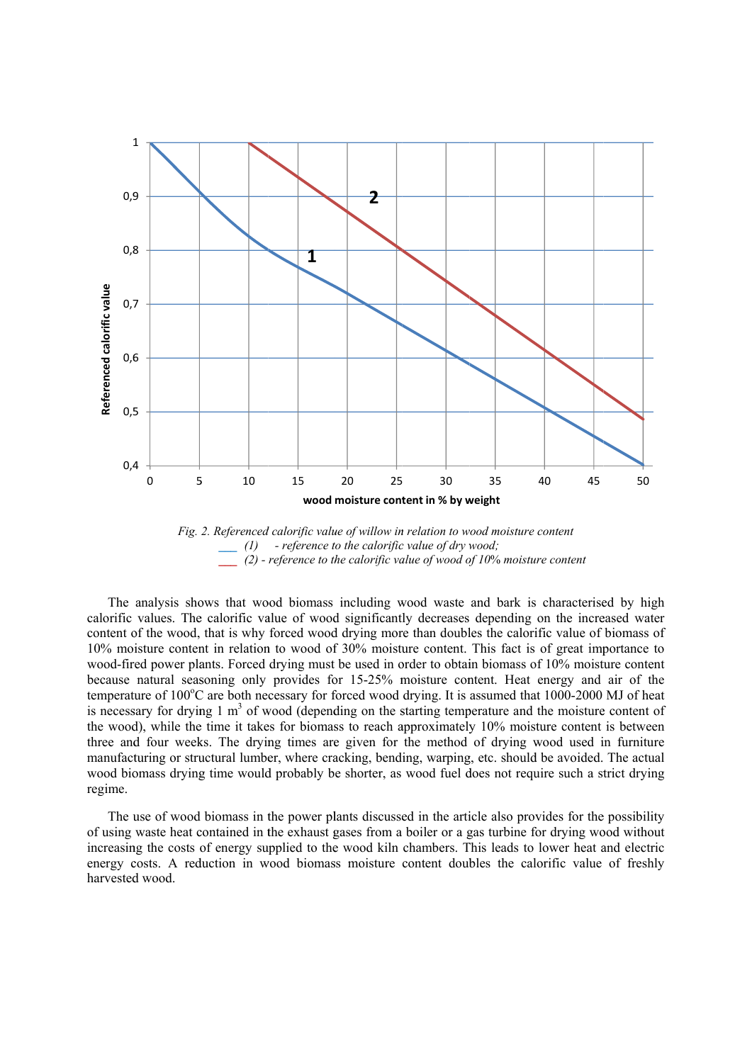Fig. 2. Referenced calorific value of willow in relation to wood moisture content
(1) - reference to the calorific value of dry wood;
(2) - reference to the calorific value of wood of 10% moisture content

The analysis shows that wood biomass including wood waste and bark is characterised by high calorific values. The calorific value of wood significantly decreases depending on the increased water content of the wood, that is why forced wood drying more than doubles the calorific value of biomass of 10% moisture content in relation to wood of 30% moisture content. This fact is of great importance to wood-fired power plants. Forced drying must be used in order to obtain biomass of 10% moisture content because natural seasoning only provides for 15-25% moisture content. Heat energy and air of the temperature of 100°C are both necessary for forced wood drying. It is assumed that 1000-2000 MJ of heat is necessary for drying 1 $m^3$ of wood (depending on the starting temperature and the moisture content of the wood), while the time it takes for biomass to reach approximately 10% moisture content is between three and four weeks. The drying times are given for the method of drying wood used in furniture manufacturing or structural lumber, where cracking, bending, warping, etc. should be avoided. The actual wood biomass drying time would probably be shorter, as wood fuel does not require such a strict drying regime.

The use of wood biomass in the power plants discussed in the article also provides for the possibility of using waste heat contained in the exhaust gases from a boiler or a gas turbine for drying wood without increasing the costs of energy supplied to the wood kiln chambers. This leads to lower heat and electric energy costs. A reduction in wood biomass moisture content doubles the calorific value of freshly harvested wood.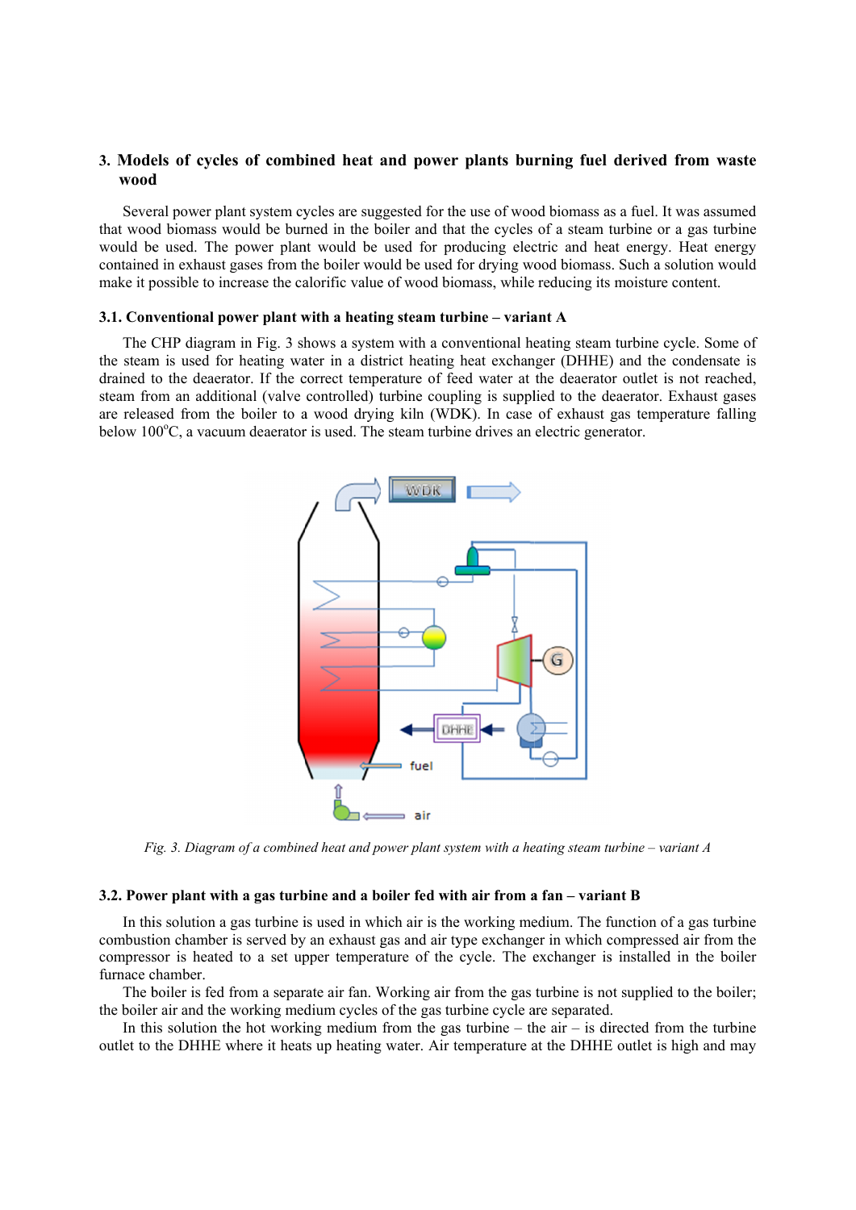## 3. Models of cycles of combined heat and power plants burning fuel derived from waste wood

Several power plant system cycles are suggested for the use of wood biomass as a fuel. It was assumed that wood biomass would be burned in the boiler and that the cycles of a steam turbine or a gas turbine would be used. The power plant would be used for producing electric and heat energy. Heat energy contained in exhaust gases from the boiler would be used for drying wood biomass. Such a solution would make it possible to increase the calorific value of wood biomass, while reducing its moisture content.

### 3.1. Conventional power plant with a heating steam turbine – variant A

The CHP diagram in Fig. 3 shows a system with a conventional heating steam turbine cycle. Some of the steam is used for heating water in a district heating heat exchanger (DHHE) and the condensate is drained to the deaerator. If the correct temperature of feed water at the deaerator outlet is not reached, steam from an additional (valve controlled) turbine coupling is supplied to the deaerator. Exhaust gases are released from the boiler to a wood drying kiln (WDK). In case of exhaust gas temperature falling below 100$^{o}$C, a vacuum deaerator is used. The steam turbine drives an electric generator.

*Fig. 3. Diagram of a combined heat and power plant system with a heating steam turbine – variant A*

### 3.2. Power plant with a gas turbine and a boiler fed with air from a fan – variant B

In this solution a gas turbine is used in which air is the working medium. The function of a gas turbine combustion chamber is served by an exhaust gas and air type exchanger in which compressed air from the compressor is heated to a set upper temperature of the cycle. The exchanger is installed in the boiler furnace chamber.

The boiler is fed from a separate air fan. Working air from the gas turbine is not supplied to the boiler; the boiler air and the working medium cycles of the gas turbine cycle are separated.

In this solution the hot working medium from the gas turbine – the air – is directed from the turbine outlet to the DHHE where it heats up heating water. Air temperature at the DHHE outlet is high and may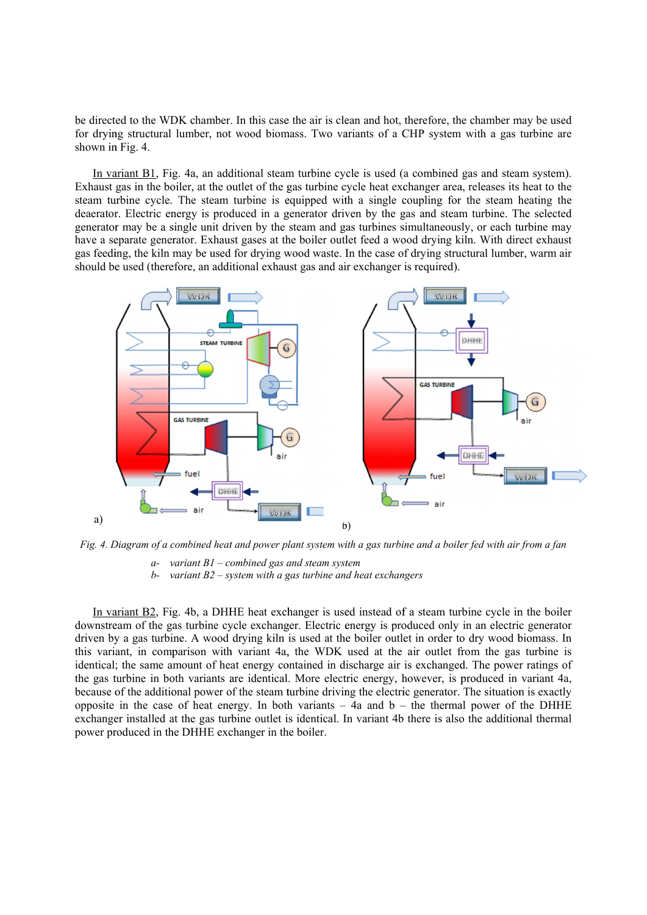be directed to the WDK chamber. In this case the air is clean and hot, therefore, the chamber may be used for drying structural lumber, not wood biomass. Two variants of a CHP system with a gas turbine are shown in Fig. 4.

In variant B1, Fig. 4a, an additional steam turbine cycle is used (a combined gas and steam system). Exhaust gas in the boiler, at the outlet of the gas turbine cycle heat exchanger area, releases its heat to the steam turbine cycle. The steam turbine is equipped with a single coupling for the steam heating the deaerator. Electric energy is produced in a generator driven by the gas and steam turbine. The selected generator may be a single unit driven by the steam and gas turbines simultaneously, or each turbine may have a separate generator. Exhaust gases at the boiler outlet feed a wood drying kiln. With direct exhaust gas feeding, the kiln may be used for drying wood waste. In the case of drying structural lumber, warm air should be used (therefore, an additional exhaust gas and air exchanger is required).

*Fig. 4. Diagram of a combined heat and power plant system with a gas turbine and a boiler fed with air from a fan*

*a- variant B1 – combined gas and steam system*
*b- variant B2 – system with a gas turbine and heat exchangers*

In variant B2, Fig. 4b, a DHHE heat exchanger is used instead of a steam turbine cycle in the boiler downstream of the gas turbine cycle exchanger. Electric energy is produced only in an electric generator driven by a gas turbine. A wood drying kiln is used at the boiler outlet in order to dry wood biomass. In this variant, in comparison with variant 4a, the WDK used at the air outlet from the gas turbine is identical; the same amount of heat energy contained in discharge air is exchanged. The power ratings of the gas turbine in both variants are identical. More electric energy, however, is produced in variant 4a, because of the additional power of the steam turbine driving the electric generator. The situation is exactly opposite in the case of heat energy. In both variants – 4a and b – the thermal power of the DHHE exchanger installed at the gas turbine outlet is identical. In variant 4b there is also the additional thermal power produced in the DHHE exchanger in the boiler.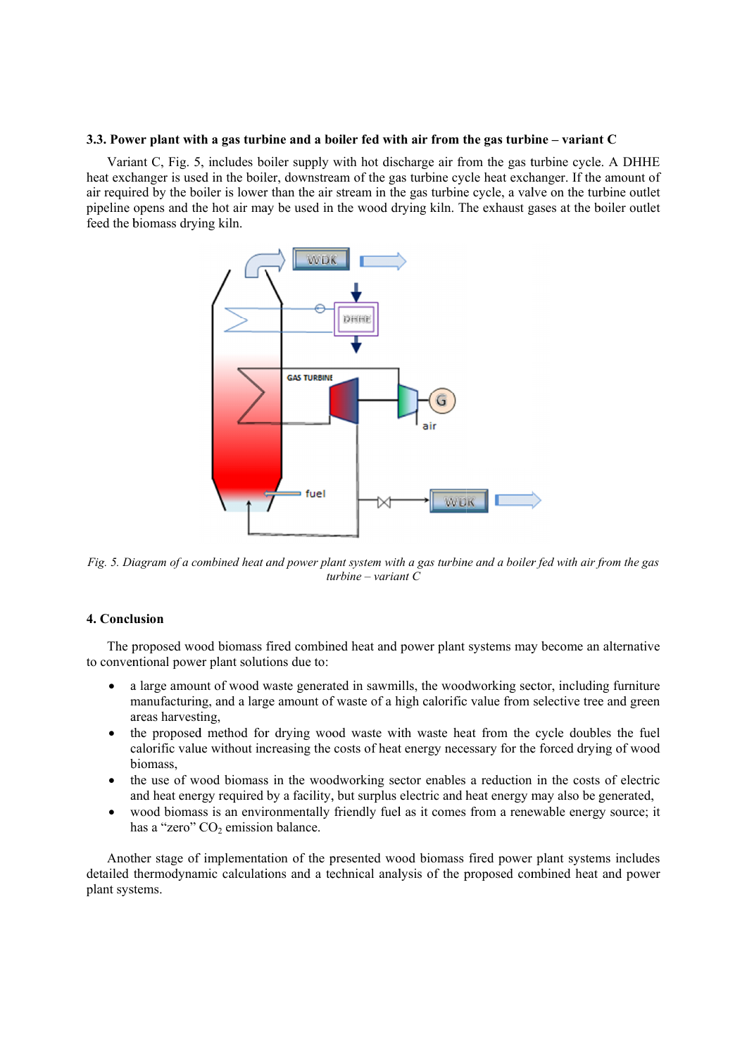### 3.3. Power plant with a gas turbine and a boiler fed with air from the gas turbine – variant C

Variant C, Fig. 5, includes boiler supply with hot discharge air from the gas turbine cycle. A DHHE heat exchanger is used in the boiler, downstream of the gas turbine cycle heat exchanger. If the amount of air required by the boiler is lower than the air stream in the gas turbine cycle, a valve on the turbine outlet pipeline opens and the hot air may be used in the wood drying kiln. The exhaust gases at the boiler outlet feed the biomass drying kiln.

*Fig. 5. Diagram of a combined heat and power plant system with a gas turbine and a boiler fed with air from the gas turbine – variant C*

## 4. Conclusion

The proposed wood biomass fired combined heat and power plant systems may become an alternative to conventional power plant solutions due to:

- a large amount of wood waste generated in sawmills, the woodworking sector, including furniture manufacturing, and a large amount of waste of a high calorific value from selective tree and green areas harvesting,
- the proposed method for drying wood waste with waste heat from the cycle doubles the fuel calorific value without increasing the costs of heat energy necessary for the forced drying of wood biomass,
- the use of wood biomass in the woodworking sector enables a reduction in the costs of electric and heat energy required by a facility, but surplus electric and heat energy may also be generated,
- wood biomass is an environmentally friendly fuel as it comes from a renewable energy source; it has a "zero" $CO_2$ emission balance.

Another stage of implementation of the presented wood biomass fired power plant systems includes detailed thermodynamic calculations and a technical analysis of the proposed combined heat and power plant systems.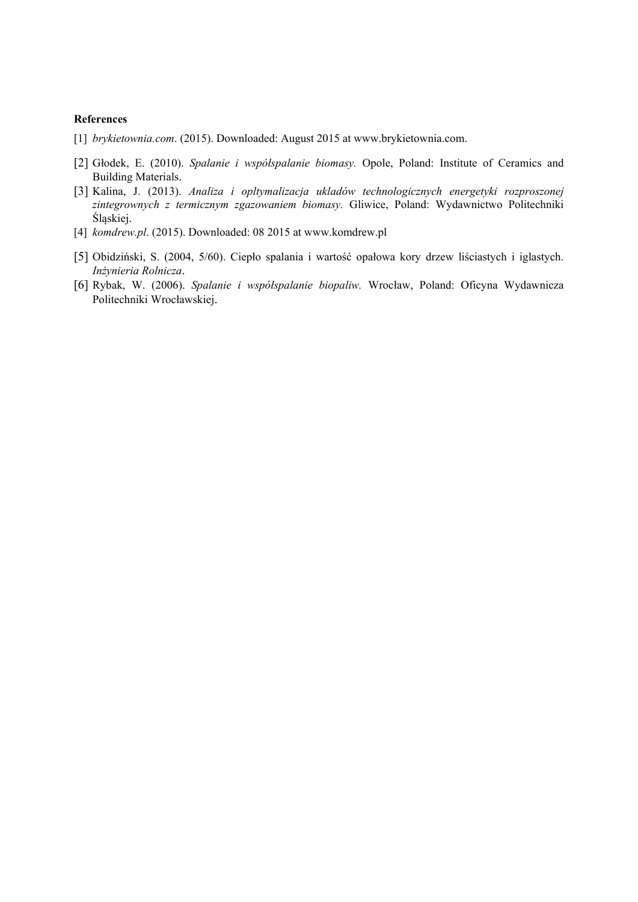**References**

[1] *brykietownia.com*. (2015). Downloaded: August 2015 at www.brykietownia.com.

[2] Głodek, E. (2010). *Spalanie i współspalanie biomasy.* Opole, Poland: Institute of Ceramics and Building Materials.

[3] Kalina, J. (2013). *Analiza i opltymalizacja ukladów technologicznych energetyki rozproszonej zintegrownych z termicznym zgazowaniem biomasy.* Gliwice, Poland: Wydawnictwo Politechniki Śląskiej.

[4] *komdrew.pl*. (2015). Downloaded: 08 2015 at www.komdrew.pl

[5] Obidziński, S. (2004, 5/60). Ciepło spalania i wartość opałowa kory drzew liściastych i iglastych. *Inżynieria Rolnicza*.

[6] Rybak, W. (2006). *Spalanie i współspalanie biopaliw.* Wrocław, Poland: Oficyna Wydawnicza Politechniki Wrocławskiej.